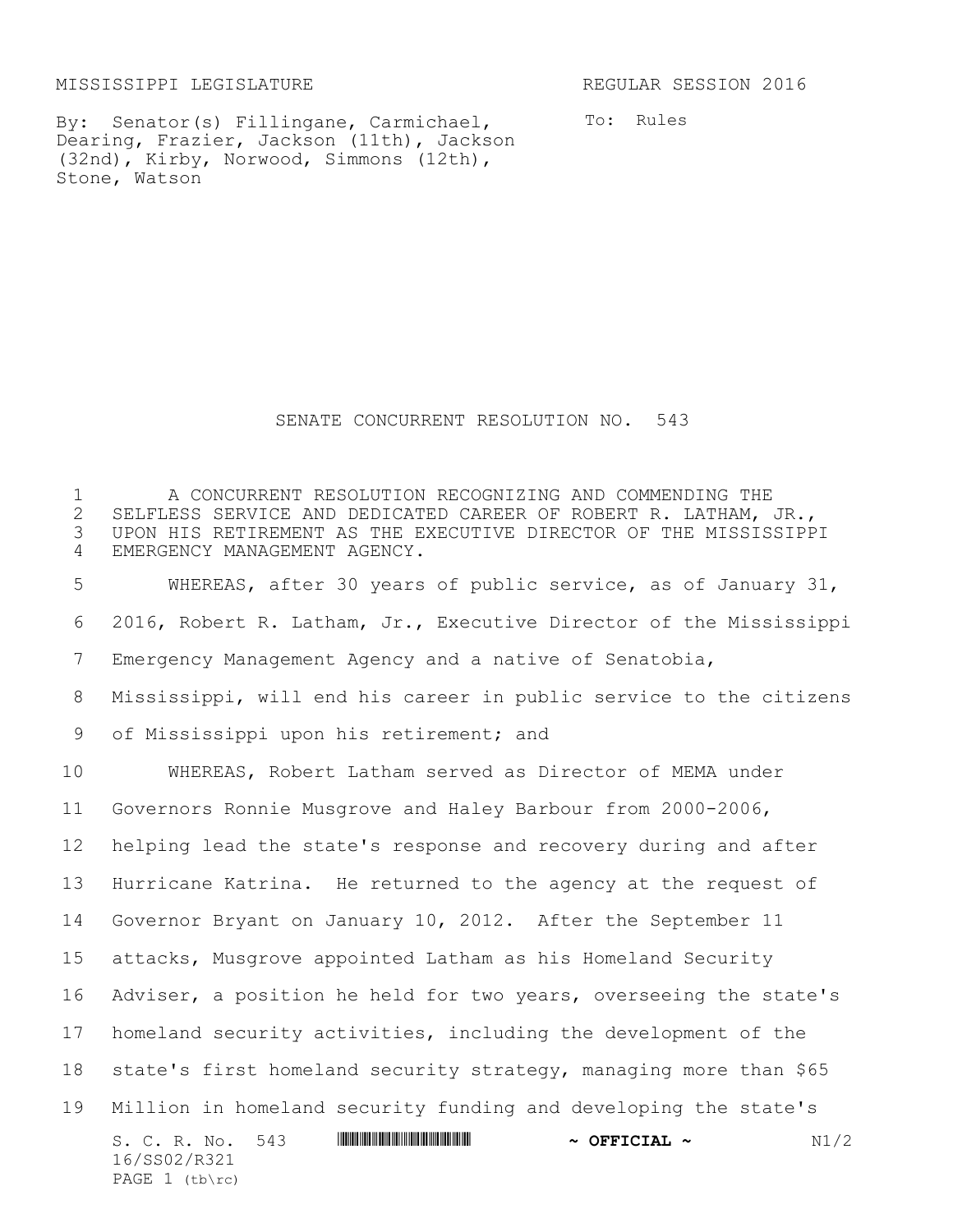MISSISSIPPI LEGISLATURE REGULAR SESSION 2016

By: Senator(s) Fillingane, Carmichael, Dearing, Frazier, Jackson (11th), Jackson (32nd), Kirby, Norwood, Simmons (12th), Stone, Watson

To: Rules

# SENATE CONCURRENT RESOLUTION NO. 543

A CONCURRENT RESOLUTION RECOGNIZING AND COMMENDING THE SELFLESS SERVICE AND DEDICATED CAREER OF ROBERT R. LATHAM, JR., UPON HIS RETIREMENT AS THE EXECUTIVE DIRECTOR OF THE MISSISSIPPI EMERGENCY MANAGEMENT AGENCY.

WHEREAS, after 30 years of public service, as of January 31, 2016, Robert R. Latham, Jr., Executive Director of the Mississippi Emergency Management Agency and a native of Senatobia, Mississippi, will end his career in public service to the citizens of Mississippi upon his retirement; and

WHEREAS, Robert Latham served as Director of MEMA under Governors Ronnie Musgrove and Haley Barbour from 2000-2006, helping lead the state's response and recovery during and after Hurricane Katrina. He returned to the agency at the request of Governor Bryant on January 10, 2012. After the September 11 attacks, Musgrove appointed Latham as his Homeland Security Adviser, a position he held for two years, overseeing the state's homeland security activities, including the development of the state's first homeland security strategy, managing more than $65 Million in homeland security funding and developing the state's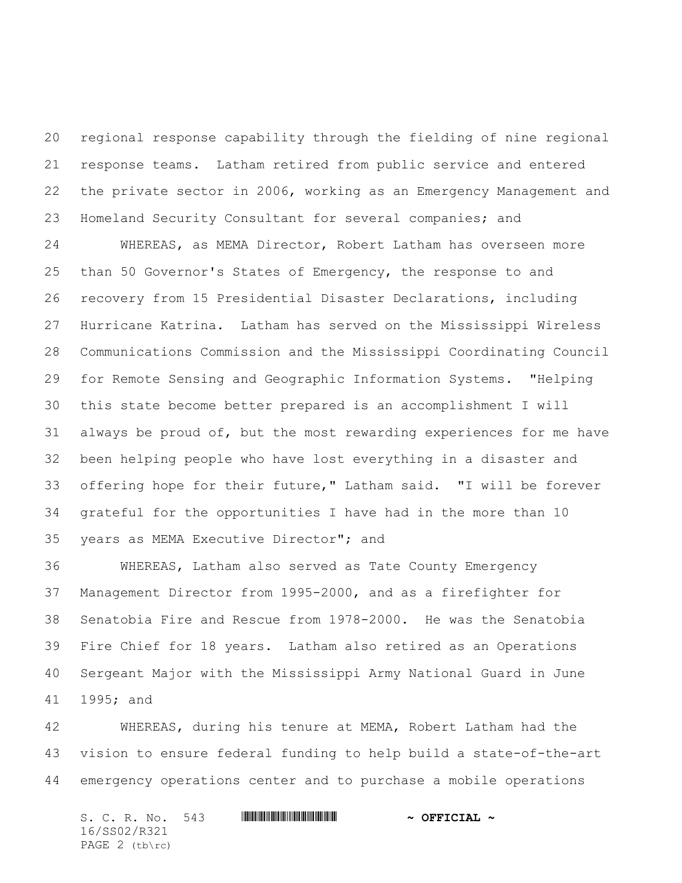regional response capability through the fielding of nine regional response teams. Latham retired from public service and entered the private sector in 2006, working as an Emergency Management and Homeland Security Consultant for several companies; and

WHEREAS, as MEMA Director, Robert Latham has overseen more than 50 Governor's States of Emergency, the response to and recovery from 15 Presidential Disaster Declarations, including Hurricane Katrina. Latham has served on the Mississippi Wireless Communications Commission and the Mississippi Coordinating Council for Remote Sensing and Geographic Information Systems. "Helping this state become better prepared is an accomplishment I will always be proud of, but the most rewarding experiences for me have been helping people who have lost everything in a disaster and offering hope for their future," Latham said. "I will be forever grateful for the opportunities I have had in the more than 10 years as MEMA Executive Director"; and

WHEREAS, Latham also served as Tate County Emergency Management Director from 1995-2000, and as a firefighter for Senatobia Fire and Rescue from 1978-2000. He was the Senatobia Fire Chief for 18 years. Latham also retired as an Operations Sergeant Major with the Mississippi Army National Guard in June 1995; and

WHEREAS, during his tenure at MEMA, Robert Latham had the vision to ensure federal funding to help build a state-of-the-art emergency operations center and to purchase a mobile operations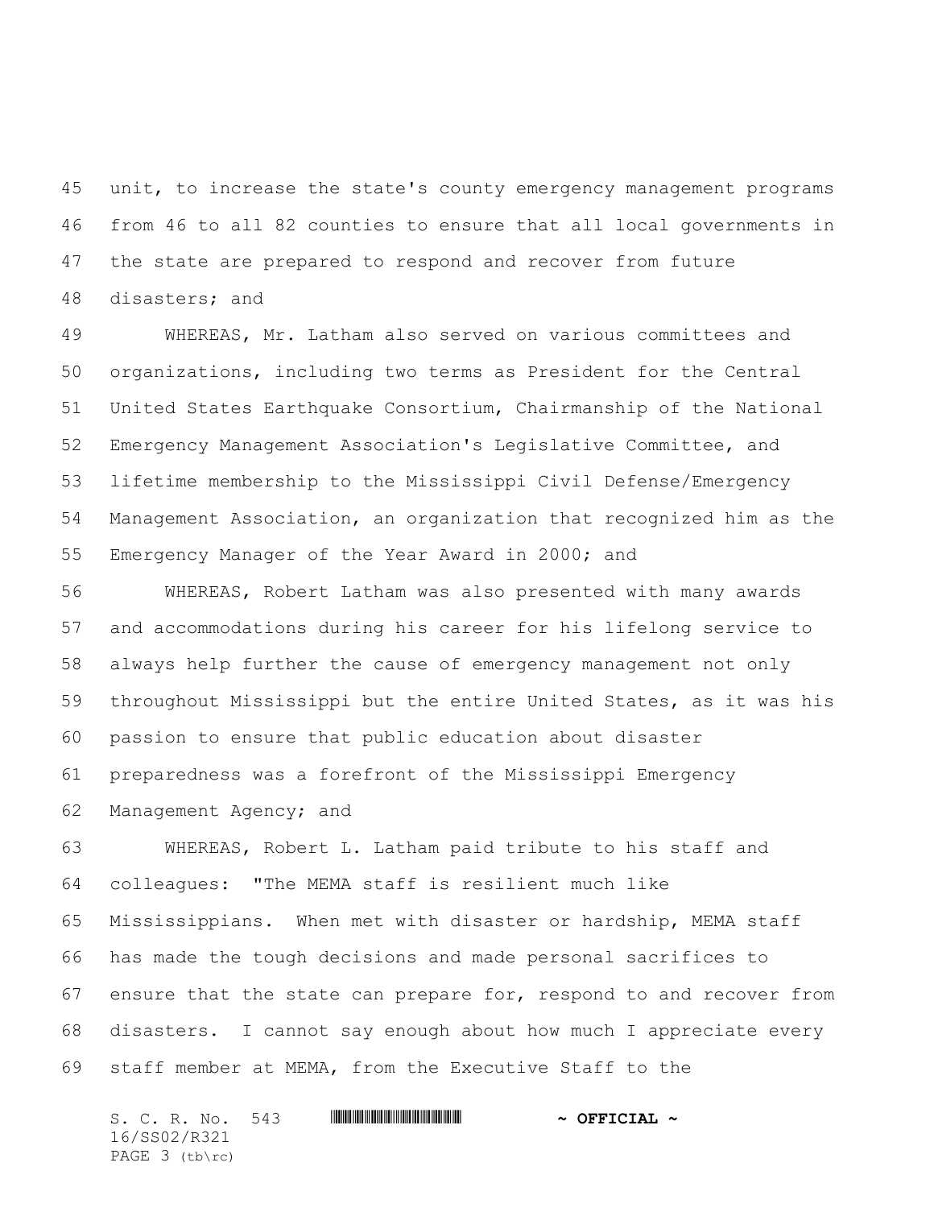unit, to increase the state's county emergency management programs from 46 to all 82 counties to ensure that all local governments in the state are prepared to respond and recover from future disasters; and

WHEREAS, Mr. Latham also served on various committees and organizations, including two terms as President for the Central United States Earthquake Consortium, Chairmanship of the National Emergency Management Association's Legislative Committee, and lifetime membership to the Mississippi Civil Defense/Emergency Management Association, an organization that recognized him as the Emergency Manager of the Year Award in 2000; and

WHEREAS, Robert Latham was also presented with many awards and accommodations during his career for his lifelong service to always help further the cause of emergency management not only throughout Mississippi but the entire United States, as it was his passion to ensure that public education about disaster preparedness was a forefront of the Mississippi Emergency Management Agency; and

WHEREAS, Robert L. Latham paid tribute to his staff and colleagues: "The MEMA staff is resilient much like Mississippians. When met with disaster or hardship, MEMA staff has made the tough decisions and made personal sacrifices to ensure that the state can prepare for, respond to and recover from disasters. I cannot say enough about how much I appreciate every staff member at MEMA, from the Executive Staff to the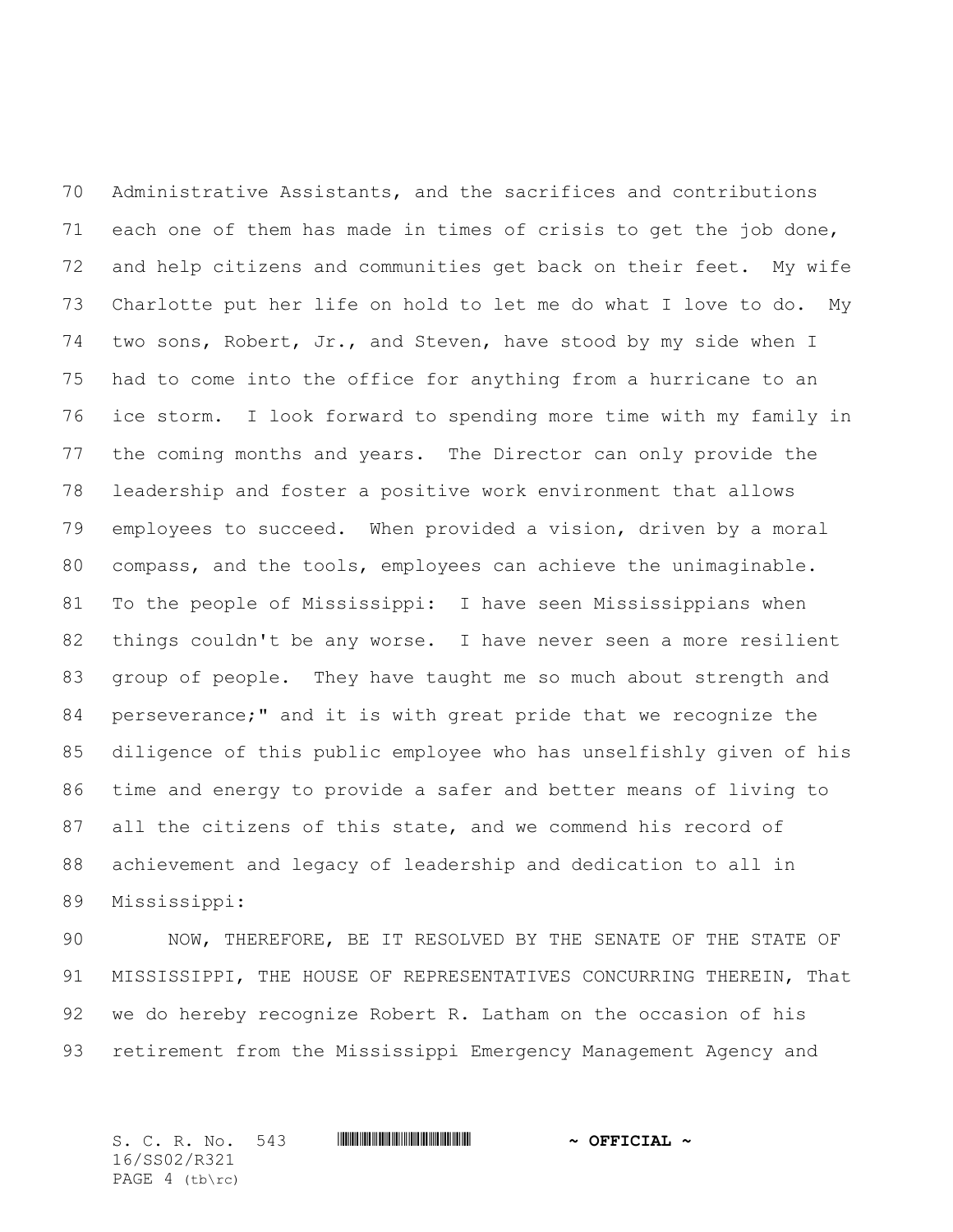Administrative Assistants, and the sacrifices and contributions each one of them has made in times of crisis to get the job done, and help citizens and communities get back on their feet. My wife Charlotte put her life on hold to let me do what I love to do. My two sons, Robert, Jr., and Steven, have stood by my side when I had to come into the office for anything from a hurricane to an ice storm. I look forward to spending more time with my family in the coming months and years. The Director can only provide the leadership and foster a positive work environment that allows employees to succeed. When provided a vision, driven by a moral compass, and the tools, employees can achieve the unimaginable. To the people of Mississippi: I have seen Mississippians when things couldn't be any worse. I have never seen a more resilient group of people. They have taught me so much about strength and perseverance;" and it is with great pride that we recognize the diligence of this public employee who has unselfishly given of his time and energy to provide a safer and better means of living to all the citizens of this state, and we commend his record of achievement and legacy of leadership and dedication to all in Mississippi:

NOW, THEREFORE, BE IT RESOLVED BY THE SENATE OF THE STATE OF MISSISSIPPI, THE HOUSE OF REPRESENTATIVES CONCURRING THEREIN, That we do hereby recognize Robert R. Latham on the occasion of his retirement from the Mississippi Emergency Management Agency and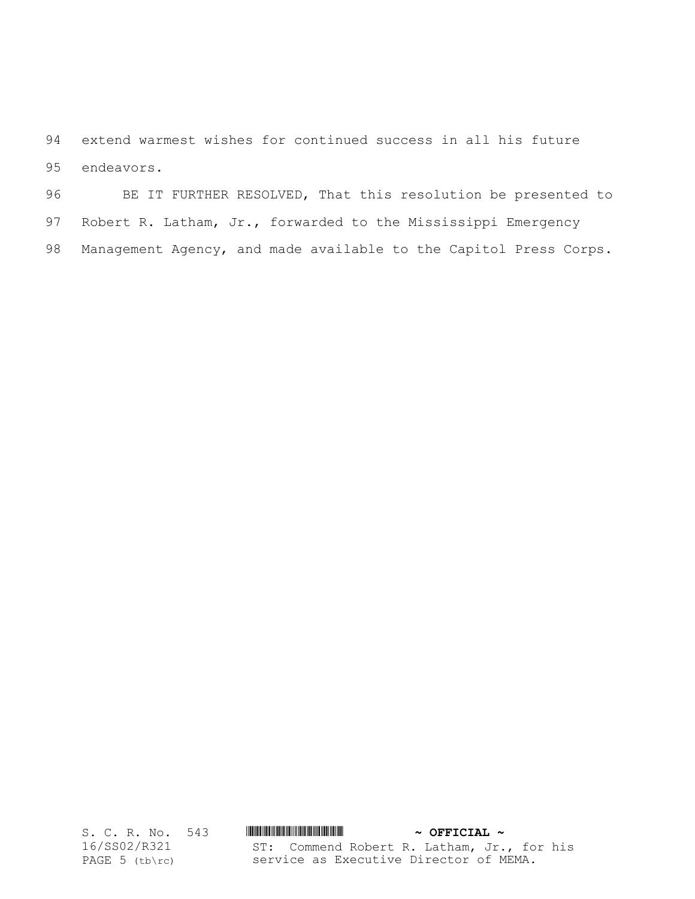extend warmest wishes for continued success in all his future endeavors.

BE IT FURTHER RESOLVED, That this resolution be presented to Robert R. Latham, Jr., forwarded to the Mississippi Emergency Management Agency, and made available to the Capitol Press Corps.